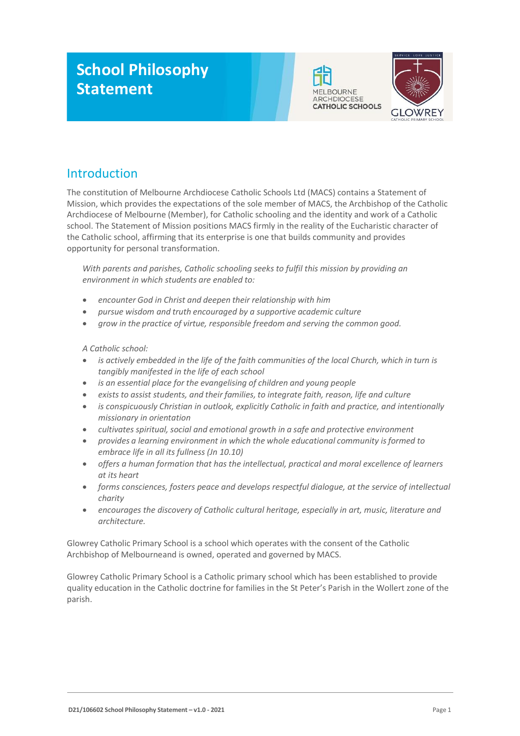# School Philosophy Statement

## Introduction

The constitution of Melbourne Archdiocese Catholic Schools Ltd (MACS) contains a Statement of Mission, which provides the expectations of the sole member of MACS, the Archbishop of the Catholic Archdiocese of Melbourne (Member), for Catholic schooling and the identity and work of a Catholic school. The Statement of Mission positions MACS firmly in the reality of the Eucharistic character of the Catholic school, affirming that its enterprise is one that builds community and provides opportunity for personal transformation.

> *With parents and parishes, Catholic schooling seeks to fulfil this mission by providing an environment in which students are enabled to:*
>
> - *encounter God in Christ and deepen their relationship with him*
> - *pursue wisdom and truth encouraged by a supportive academic culture*
> - *grow in the practice of virtue, responsible freedom and serving the common good.*
>
> *A Catholic school:*
>
> - *is actively embedded in the life of the faith communities of the local Church, which in turn is tangibly manifested in the life of each school*
> - *is an essential place for the evangelising of children and young people*
> - *exists to assist students, and their families, to integrate faith, reason, life and culture*
> - *is conspicuously Christian in outlook, explicitly Catholic in faith and practice, and intentionally missionary in orientation*
> - *cultivates spiritual, social and emotional growth in a safe and protective environment*
> - *provides a learning environment in which the whole educational community is formed to embrace life in all its fullness (Jn 10.10)*
> - *offers a human formation that has the intellectual, practical and moral excellence of learners at its heart*
> - *forms consciences, fosters peace and develops respectful dialogue, at the service of intellectual charity*
> - *encourages the discovery of Catholic cultural heritage, especially in art, music, literature and architecture.*

Glowrey Catholic Primary School is a school which operates with the consent of the Catholic Archbishop of Melbourneand is owned, operated and governed by MACS.

Glowrey Catholic Primary School is a Catholic primary school which has been established to provide quality education in the Catholic doctrine for families in the St Peter's Parish in the Wollert zone of the parish.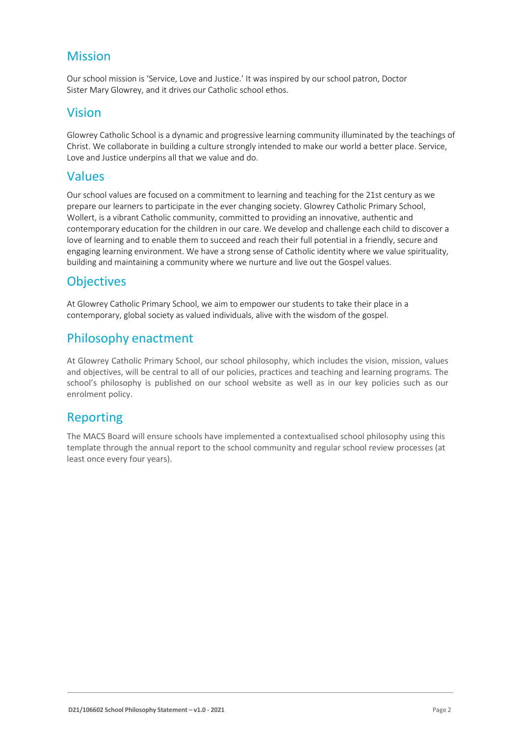## Mission

Our school mission is 'Service, Love and Justice.' It was inspired by our school patron, Doctor Sister Mary Glowrey, and it drives our Catholic school ethos.

## Vision

Glowrey Catholic School is a dynamic and progressive learning community illuminated by the teachings of Christ. We collaborate in building a culture strongly intended to make our world a better place. Service, Love and Justice underpins all that we value and do.

## Values

Our school values are focused on a commitment to learning and teaching for the 21st century as we prepare our learners to participate in the ever changing society. Glowrey Catholic Primary School, Wollert, is a vibrant Catholic community, committed to providing an innovative, authentic and contemporary education for the children in our care. We develop and challenge each child to discover a love of learning and to enable them to succeed and reach their full potential in a friendly, secure and engaging learning environment. We have a strong sense of Catholic identity where we value spirituality, building and maintaining a community where we nurture and live out the Gospel values.

## Objectives

At Glowrey Catholic Primary School, we aim to empower our students to take their place in a contemporary, global society as valued individuals, alive with the wisdom of the gospel.

## Philosophy enactment

At Glowrey Catholic Primary School, our school philosophy, which includes the vision, mission, values and objectives, will be central to all of our policies, practices and teaching and learning programs. The school's philosophy is published on our school website as well as in our key policies such as our enrolment policy.

## Reporting

The MACS Board will ensure schools have implemented a contextualised school philosophy using this template through the annual report to the school community and regular school review processes (at least once every four years).